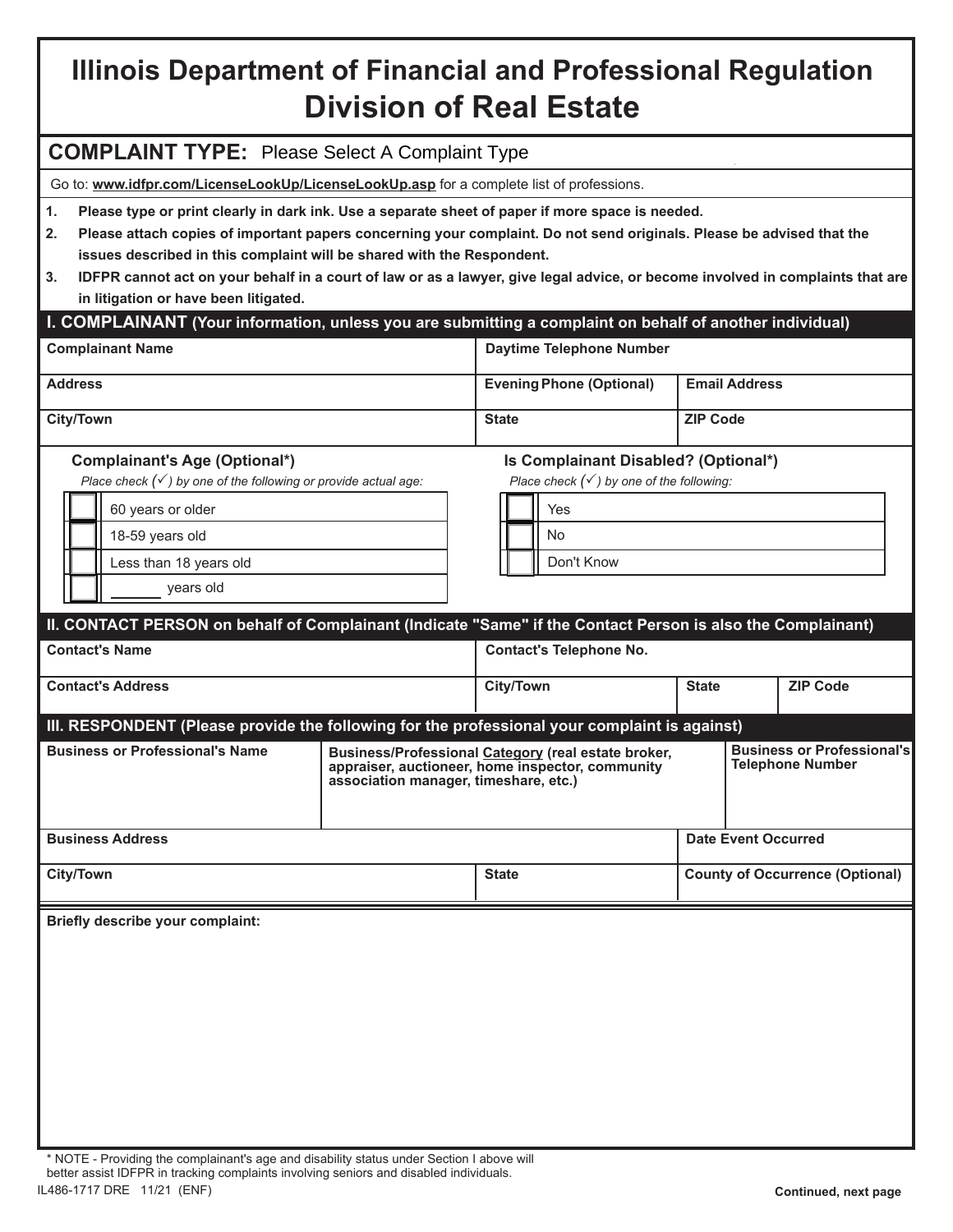# Illinois Department of Financial and Professional Regulation
# Division of Real Estate

## COMPLAINT TYPE: Please Select A Complaint Type

Go to: **www.idfpr.com/LicenseLookUp/LicenseLookUp.asp** for a complete list of professions.

1. **Please type or print clearly in dark ink. Use a separate sheet of paper if more space is needed.**
2. **Please attach copies of important papers concerning your complaint. Do not send originals. Please be advised that the issues described in this complaint will be shared with the Respondent.**
3. **IDFPR cannot act on your behalf in a court of law or as a lawyer, give legal advice, or become involved in complaints that are in litigation or have been litigated.**

### I. COMPLAINANT (Your information, unless you are submitting a complaint on behalf of another individual)

| **Complainant Name** | **Daytime Telephone Number** | |
|---|---|---|
| **Address** | **Evening Phone (Optional)** | **Email Address** |
| **City/Town** | **State** | **ZIP Code** |

**Complainant's Age (Optional*)**

*Place check (✓) by one of the following or provide actual age:*

- ☐ 60 years or older
- ☐ 18-59 years old
- ☐ Less than 18 years old
- ☐ ______ years old

**Is Complainant Disabled? (Optional*)**

*Place check (✓) by one of the following:*

- ☐ Yes
- ☐ No
- ☐ Don't Know

### II. CONTACT PERSON on behalf of Complainant (Indicate "Same" if the Contact Person is also the Complainant)

| **Contact's Name** | **Contact's Telephone No.** | | |
|---|---|---|---|
| **Contact's Address** | **City/Town** | **State** | **ZIP Code** |

### III. RESPONDENT (Please provide the following for the professional your complaint is against)

| **Business or Professional's Name** | **Business/Professional Category (real estate broker, appraiser, auctioneer, home inspector, community association manager, timeshare, etc.)** | **Business or Professional's Telephone Number** |
|---|---|---|
| **Business Address** | | **Date Event Occurred** |
| **City/Town** | **State** | **County of Occurrence (Optional)** |

**Briefly describe your complaint:**

\* NOTE - Providing the complainant's age and disability status under Section I above will better assist IDFPR in tracking complaints involving seniors and disabled individuals.

IL486-1717 DRE 11/21 (ENF)

**Continued, next page**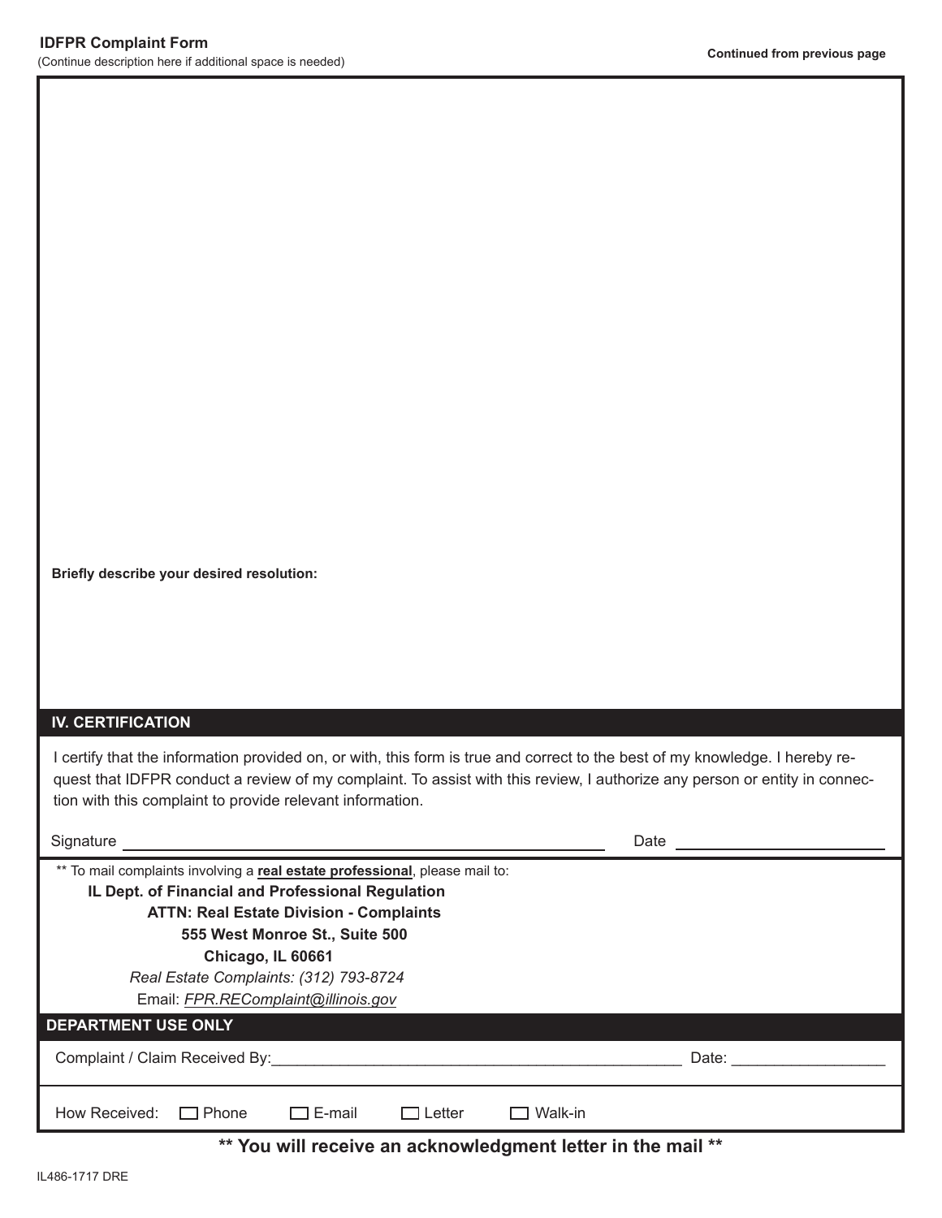**IDFPR Complaint Form**
(Continue description here if additional space is needed)

**Continued from previous page**

**Briefly describe your desired resolution:**

## IV. CERTIFICATION

I certify that the information provided on, or with, this form is true and correct to the best of my knowledge. I hereby request that IDFPR conduct a review of my complaint. To assist with this review, I authorize any person or entity in connection with this complaint to provide relevant information.

Signature ______________________________ Date ______________

** To mail complaints involving a **real estate professional**, please mail to:

**IL Dept. of Financial and Professional Regulation**
**ATTN: Real Estate Division - Complaints**
**555 West Monroe St., Suite 500**
**Chicago, IL 60661**
*Real Estate Complaints: (312) 793-8724*
Email: *FPR.REComplaint@illinois.gov*

## DEPARTMENT USE ONLY

Complaint / Claim Received By:______________________________ Date: ______________

How Received: ☐ Phone ☐ E-mail ☐ Letter ☐ Walk-in

**** You will receive an acknowledgment letter in the mail ****

IL486-1717 DRE